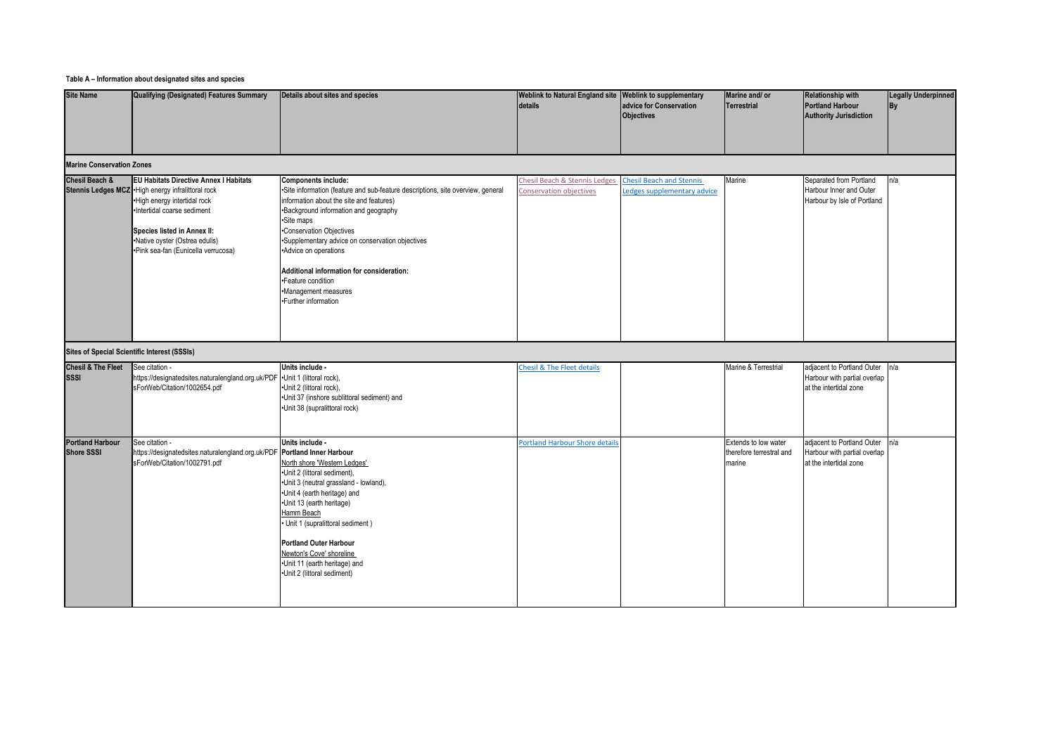**Table A – Information about designated sites and species**

| Site Name | Qualifying (Designated) Features Summary | Details about sites and species | Weblink to Natural England site details | Weblink to supplementary advice for Conservation Objectives | Marine and/ or Terrestrial | Relationship with Portland Harbour Authority Jurisdiction | Legally Underpinned By |
|---|---|---|---|---|---|---|---|
| **Marine Conservation Zones** | | | | | | | |
| **Chesil Beach & Stennis Ledges MCZ** | **EU Habitats Directive Annex I Habitats**<br>•High energy infralittoral rock<br>•High energy intertidal rock<br>•Intertidal coarse sediment<br><br>**Species listed in Annex II:**<br>•Native oyster (Ostrea edulis)<br>•Pink sea-fan (Eunicella verrucosa) | **Components include:**<br>•Site information (feature and sub-feature descriptions, site overview, general information about the site and features)<br>•Background information and geography<br>•Site maps<br>•Conservation Objectives<br>•Supplementary advice on conservation objectives<br>•Advice on operations<br><br>**Additional information for consideration:**<br>•Feature condition<br>•Management measures<br>•Further information | Chesil Beach & Stennis Ledges Conservation objectives | Chesil Beach and Stennis Ledges supplementary advice | Marine | Separated from Portland Harbour Inner and Outer Harbour by Isle of Portland | n/a |
| **Sites of Special Scientific Interest (SSSIs)** | | | | | | | |
| **Chesil & The Fleet SSSI** | See citation - https://designatedsites.naturalengland.org.uk/PDFsForWeb/Citation/1002654.pdf | **Units include -**<br>•Unit 1 (littoral rock),<br>•Unit 2 (littoral rock),<br>•Unit 37 (inshore sublittoral sediment) and<br>•Unit 38 (supralittoral rock) | Chesil & The Fleet details | | Marine & Terrestrial | adjacent to Portland Outer Harbour with partial overlap at the intertidal zone | n/a |
| **Portland Harbour Shore SSSI** | See citation - https://designatedsites.naturalengland.org.uk/PDFsForWeb/Citation/1002791.pdf | **Units include -**<br>**Portland Inner Harbour**<br>North shore 'Western Ledges'<br>•Unit 2 (littoral sediment),<br>•Unit 3 (neutral grassland - lowland),<br>•Unit 4 (earth heritage) and<br>•Unit 13 (earth heritage)<br>Hamm Beach<br>• Unit 1 (supralittoral sediment )<br><br>**Portland Outer Harbour**<br>Newton's Cove' shoreline<br>•Unit 11 (earth heritage) and<br>•Unit 2 (littoral sediment) | Portland Harbour Shore details | | Extends to low water therefore terrestrial and marine | adjacent to Portland Outer Harbour with partial overlap at the intertidal zone | n/a |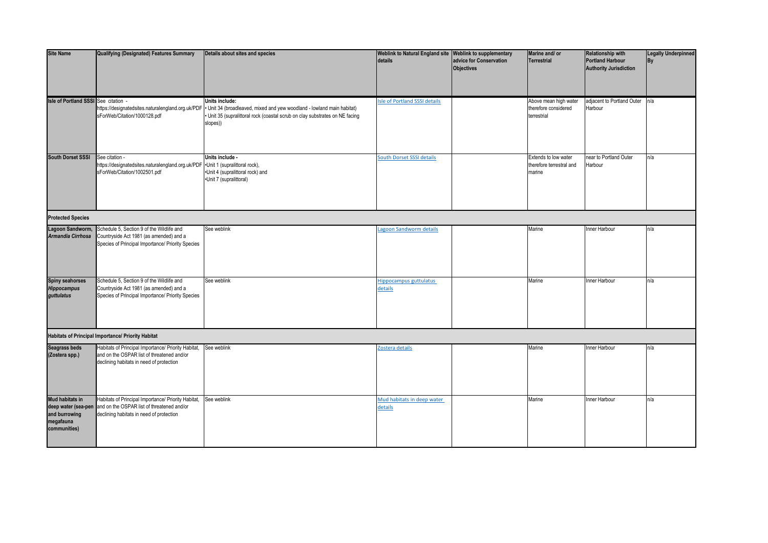| Site Name | Qualifying (Designated) Features Summary | Details about sites and species | Weblink to Natural England site details | Weblink to supplementary advice for Conservation Objectives | Marine and/ or Terrestrial | Relationship with Portland Harbour Authority Jurisdiction | Legally Underpinned By |
|---|---|---|---|---|---|---|---|
| **Isle of Portland SSSI** | See citation - https://designatedsites.naturalengland.org.uk/PDFsForWeb/Citation/1000128.pdf | **Units include:** • Unit 34 (broadleaved, mixed and yew woodland - lowland main habitat) • Unit 35 (supralittoral rock (coastal scrub on clay substrates on NE facing slopes)) | Isle of Portland SSSI details | | Above mean high water therefore considered terrestrial | adjacent to Portland Outer Harbour | n/a |
| **South Dorset SSSI** | See citation - https://designatedsites.naturalengland.org.uk/PDFsForWeb/Citation/1002501.pdf | **Units include -** •Unit 1 (supralittoral rock), •Unit 4 (supralittoral rock) and •Unit 7 (supralittoral) | South Dorset SSSI details | | Extends to low water therefore terrestrial and marine | near to Portland Outer Harbour | n/a |
| **Protected Species** | | | | | | | |
| **Lagoon Sandworm, *Armandia Cirrhosa*** | Schedule 5, Section 9 of the Wildlife and Countryside Act 1981 (as amended) and a Species of Principal Importance/ Priority Species | See weblink | Lagoon Sandworm details | | Marine | Inner Harbour | n/a |
| **Spiny seahorses *Hippocampus guttulatus*** | Schedule 5, Section 9 of the Wildlife and Countryside Act 1981 (as amended) and a Species of Principal Importance/ Priority Species | See weblink | Hippocampus guttulatus details | | Marine | Inner Harbour | n/a |
| **Habitats of Principal Importance/ Priority Habitat** | | | | | | | |
| **Seagrass beds (Zostera spp.)** | Habitats of Principal Importance/ Priority Habitat, and on the OSPAR list of threatened and/or declining habitats in need of protection | See weblink | Zostera details | | Marine | Inner Harbour | n/a |
| **Mud habitats in deep water (sea-pen and burrowing megafauna communities)** | Habitats of Principal Importance/ Priority Habitat, and on the OSPAR list of threatened and/or declining habitats in need of protection | See weblink | Mud habitats in deep water details | | Marine | Inner Harbour | n/a |